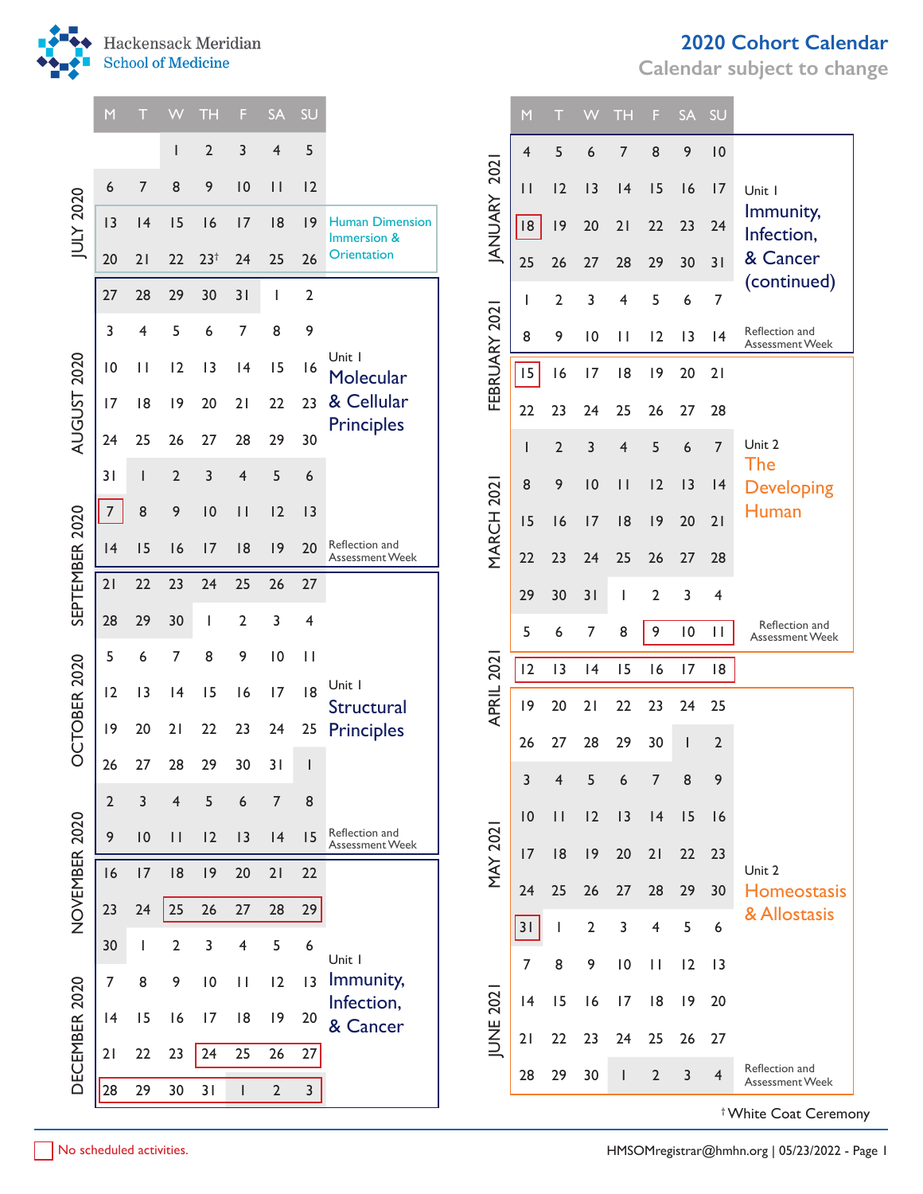# Hackensack Meridian School of Medicine

## 2020 Cohort Calendar

Calendar subject to change

| Month | M | T | W | TH | F | SA | SU | Unit |
|---|---|---|---|---|---|---|---|---|
| JULY 2020 | | | 1 | 2 | 3 | 4 | 5 | |
| | 6 | 7 | 8 | 9 | 10 | 11 | 12 | |
| | 13 | 14 | 15 | 16 | 17 | 18 | 19 | Human Dimension Immersion & Orientation |
| | 20 | 21 | 22 | 23† | 24 | 25 | 26 | |
| AUGUST 2020 | 27 | 28 | 29 | 30 | 31 | 1 | 2 | Unit 1 Molecular & Cellular Principles |
| | 3 | 4 | 5 | 6 | 7 | 8 | 9 | |
| | 10 | 11 | 12 | 13 | 14 | 15 | 16 | |
| | 17 | 18 | 19 | 20 | 21 | 22 | 23 | |
| | 24 | 25 | 26 | 27 | 28 | 29 | 30 | |
| SEPTEMBER 2020 | 31 | 1 | 2 | 3 | 4 | 5 | 6 | |
| | 7 (no scheduled activities) | 8 | 9 | 10 | 11 | 12 | 13 | |
| | 14 | 15 | 16 | 17 | 18 | 19 | 20 | Reflection and Assessment Week |
| OCTOBER 2020 | 21 | 22 | 23 | 24 | 25 | 26 | 27 | Unit 1 Structural Principles |
| | 28 | 29 | 30 | 1 | 2 | 3 | 4 | |
| | 5 | 6 | 7 | 8 | 9 | 10 | 11 | |
| | 12 | 13 | 14 | 15 | 16 | 17 | 18 | |
| | 19 | 20 | 21 | 22 | 23 | 24 | 25 | |
| NOVEMBER 2020 | 26 | 27 | 28 | 29 | 30 | 31 | 1 | |
| | 2 | 3 | 4 | 5 | 6 | 7 | 8 | |
| | 9 | 10 | 11 | 12 | 13 | 14 | 15 | Reflection and Assessment Week |
| DECEMBER 2020 | 16 | 17 | 18 | 19 | 20 | 21 | 22 | Unit 1 Immunity, Infection, & Cancer |
| | 23 | 24 | 25 (no scheduled activities) | 26 (no scheduled activities) | 27 (no scheduled activities) | 28 (no scheduled activities) | 29 (no scheduled activities) | |
| | 30 | 1 | 2 | 3 | 4 | 5 | 6 | |
| | 7 | 8 | 9 | 10 | 11 | 12 | 13 | |
| | 14 | 15 | 16 | 17 | 18 | 19 | 20 | |
| | 21 | 22 | 23 | 24 (no scheduled activities) | 25 (no scheduled activities) | 26 (no scheduled activities) | 27 (no scheduled activities) | |
| | 28 (no scheduled activities) | 29 (no scheduled activities) | 30 (no scheduled activities) | 31 (no scheduled activities) | 1 (no scheduled activities) | 2 (no scheduled activities) | 3 (no scheduled activities) | |
| JANUARY 2021 | 4 | 5 | 6 | 7 | 8 | 9 | 10 | Unit 1 Immunity, Infection, & Cancer (continued) |
| | 11 | 12 | 13 | 14 | 15 | 16 | 17 | |
| | 18 (no scheduled activities) | 19 | 20 | 21 | 22 | 23 | 24 | |
| | 25 | 26 | 27 | 28 | 29 | 30 | 31 | |
| FEBRUARY 2021 | 1 | 2 | 3 | 4 | 5 | 6 | 7 | |
| | 8 | 9 | 10 | 11 | 12 | 13 | 14 | Reflection and Assessment Week |
| MARCH 2021 | 15 (no scheduled activities) | 16 | 17 | 18 | 19 | 20 | 21 | Unit 2 The Developing Human |
| | 22 | 23 | 24 | 25 | 26 | 27 | 28 | |
| | 1 | 2 | 3 | 4 | 5 | 6 | 7 | |
| | 8 | 9 | 10 | 11 | 12 | 13 | 14 | |
| | 15 | 16 | 17 | 18 | 19 | 20 | 21 | |
| | 22 | 23 | 24 | 25 | 26 | 27 | 28 | |
| APRIL 2021 | 29 | 30 | 31 | 1 | 2 | 3 | 4 | |
| | 5 | 6 | 7 | 8 | 9 (no scheduled activities) | 10 (no scheduled activities) | 11 (no scheduled activities) | Reflection and Assessment Week |
| | 12 (no scheduled activities) | 13 (no scheduled activities) | 14 (no scheduled activities) | 15 (no scheduled activities) | 16 (no scheduled activities) | 17 (no scheduled activities) | 18 (no scheduled activities) | |
| MAY 2021 | 19 | 20 | 21 | 22 | 23 | 24 | 25 | Unit 2 Homeostasis & Allostasis |
| | 26 | 27 | 28 | 29 | 30 | 1 | 2 | |
| | 3 | 4 | 5 | 6 | 7 | 8 | 9 | |
| | 10 | 11 | 12 | 13 | 14 | 15 | 16 | |
| | 17 | 18 | 19 | 20 | 21 | 22 | 23 | |
| | 24 | 25 | 26 | 27 | 28 | 29 | 30 | |
| JUNE 2021 | 31 (no scheduled activities) | 1 | 2 | 3 | 4 | 5 | 6 | |
| | 7 | 8 | 9 | 10 | 11 | 12 | 13 | |
| | 14 | 15 | 16 | 17 | 18 | 19 | 20 | |
| | 21 | 22 | 23 | 24 | 25 | 26 | 27 | |
| | 28 | 29 | 30 | 1 | 2 | 3 | 4 | Reflection and Assessment Week |

† White Coat Ceremony

No scheduled activities (red-boxed dates).

HMSOMregistrar@hmhn.org | 05/23/2022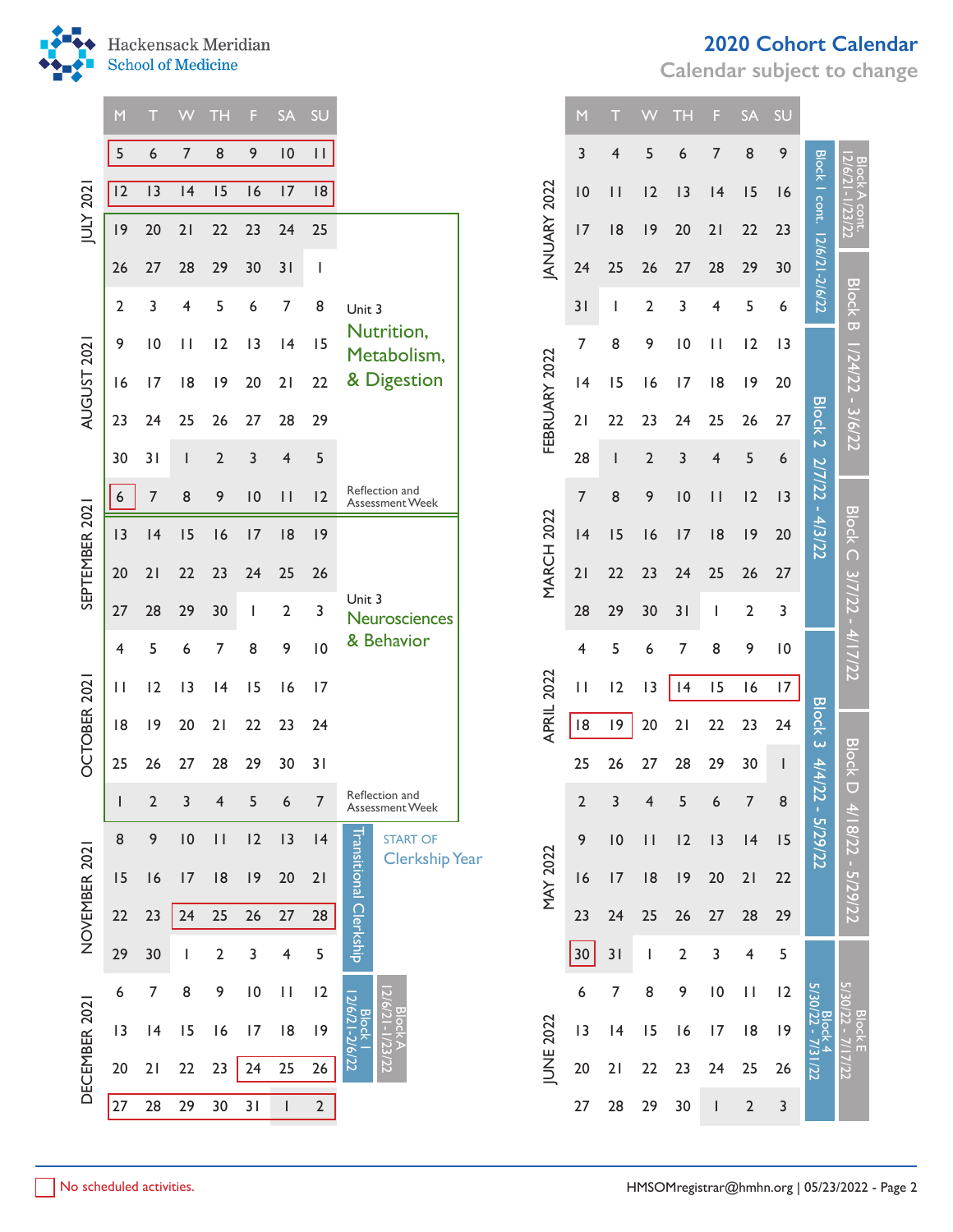# 2020 Cohort Calendar

Calendar subject to change

Hackensack Meridian School of Medicine

| Month | M | T | W | TH | F | SA | SU | Notes |
|---|---|---|---|---|---|---|---|---|
| JULY 2021 | 5 | 6 | 7 | 8 | 9 | 10 | 11 | No scheduled activities |
| | 12 | 13 | 14 | 15 | 16 | 17 | 18 | No scheduled activities |
| | 19 | 20 | 21 | 22 | 23 | 24 | 25 | Unit 3 Nutrition, Metabolism, & Digestion |
| | 26 | 27 | 28 | 29 | 30 | 31 | 1 | |
| AUGUST 2021 | 2 | 3 | 4 | 5 | 6 | 7 | 8 | |
| | 9 | 10 | 11 | 12 | 13 | 14 | 15 | |
| | 16 | 17 | 18 | 19 | 20 | 21 | 22 | |
| | 23 | 24 | 25 | 26 | 27 | 28 | 29 | |
| | 30 | 31 | 1 | 2 | 3 | 4 | 5 | |
| SEPTEMBER 2021 | 6 | 7 | 8 | 9 | 10 | 11 | 12 | Reflection and Assessment Week (6: No scheduled activities) |
| | 13 | 14 | 15 | 16 | 17 | 18 | 19 | Unit 3 Neurosciences & Behavior |
| | 20 | 21 | 22 | 23 | 24 | 25 | 26 | |
| | 27 | 28 | 29 | 30 | 1 | 2 | 3 | |
| OCTOBER 2021 | 4 | 5 | 6 | 7 | 8 | 9 | 10 | |
| | 11 | 12 | 13 | 14 | 15 | 16 | 17 | |
| | 18 | 19 | 20 | 21 | 22 | 23 | 24 | |
| | 25 | 26 | 27 | 28 | 29 | 30 | 31 | |
| | 1 | 2 | 3 | 4 | 5 | 6 | 7 | Reflection and Assessment Week |
| NOVEMBER 2021 | 8 | 9 | 10 | 11 | 12 | 13 | 14 | START OF Clerkship Year; Transitional Clerkship |
| | 15 | 16 | 17 | 18 | 19 | 20 | 21 | Transitional Clerkship |
| | 22 | 23 | 24 | 25 | 26 | 27 | 28 | Transitional Clerkship (24–28: No scheduled activities) |
| | 29 | 30 | 1 | 2 | 3 | 4 | 5 | Transitional Clerkship |
| DECEMBER 2021 | 6 | 7 | 8 | 9 | 10 | 11 | 12 | Block 1 12/6/21-2/6/22; Block A 12/6/21-1/23/22 |
| | 13 | 14 | 15 | 16 | 17 | 18 | 19 | |
| | 20 | 21 | 22 | 23 | 24 | 25 | 26 | 24–26: No scheduled activities |
| | 27 | 28 | 29 | 30 | 31 | 1 | 2 | No scheduled activities |

| Month | M | T | W | TH | F | SA | SU | Block (Track 1) | Block (Track 2) |
|---|---|---|---|---|---|---|---|---|---|
| JANUARY 2022 | 3 | 4 | 5 | 6 | 7 | 8 | 9 | Block 1 cont. 12/6/21-2/6/22 | Block A cont. 12/6/21-1/23/22 |
| | 10 | 11 | 12 | 13 | 14 | 15 | 16 | | |
| | 17 | 18 | 19 | 20 | 21 | 22 | 23 | | |
| | 24 | 25 | 26 | 27 | 28 | 29 | 30 | | Block B 1/24/22 - 3/6/22 |
| | 31 | 1 | 2 | 3 | 4 | 5 | 6 | | |
| FEBRUARY 2022 | 7 | 8 | 9 | 10 | 11 | 12 | 13 | Block 2 2/7/22 - 4/3/22 | |
| | 14 | 15 | 16 | 17 | 18 | 19 | 20 | | |
| | 21 | 22 | 23 | 24 | 25 | 26 | 27 | | |
| | 28 | 1 | 2 | 3 | 4 | 5 | 6 | | |
| MARCH 2022 | 7 | 8 | 9 | 10 | 11 | 12 | 13 | | Block C 3/7/22 - 4/17/22 |
| | 14 | 15 | 16 | 17 | 18 | 19 | 20 | | |
| | 21 | 22 | 23 | 24 | 25 | 26 | 27 | | |
| | 28 | 29 | 30 | 31 | 1 | 2 | 3 | | |
| APRIL 2022 | 4 | 5 | 6 | 7 | 8 | 9 | 10 | Block 3 4/4/22 - 5/29/22 | |
| | 11 | 12 | 13 | 14 | 15 | 16 | 17 | 14–17: No scheduled activities | |
| | 18 | 19 | 20 | 21 | 22 | 23 | 24 | 18–19: No scheduled activities | Block D 4/18/22 - 5/29/22 |
| | 25 | 26 | 27 | 28 | 29 | 30 | 1 | | |
| MAY 2022 | 2 | 3 | 4 | 5 | 6 | 7 | 8 | | |
| | 9 | 10 | 11 | 12 | 13 | 14 | 15 | | |
| | 16 | 17 | 18 | 19 | 20 | 21 | 22 | | |
| | 23 | 24 | 25 | 26 | 27 | 28 | 29 | | |
| | 30 | 31 | 1 | 2 | 3 | 4 | 5 | Block 4 5/30/22 - 7/31/22 (30: No scheduled activities) | Block E 5/30/22 - 7/17/22 |
| JUNE 2022 | 6 | 7 | 8 | 9 | 10 | 11 | 12 | | |
| | 13 | 14 | 15 | 16 | 17 | 18 | 19 | | |
| | 20 | 21 | 22 | 23 | 24 | 25 | 26 | | |
| | 27 | 28 | 29 | 30 | 1 | 2 | 3 | | |

No scheduled activities. (red box)

HMSOMregistrar@hmhn.org | 05/23/2022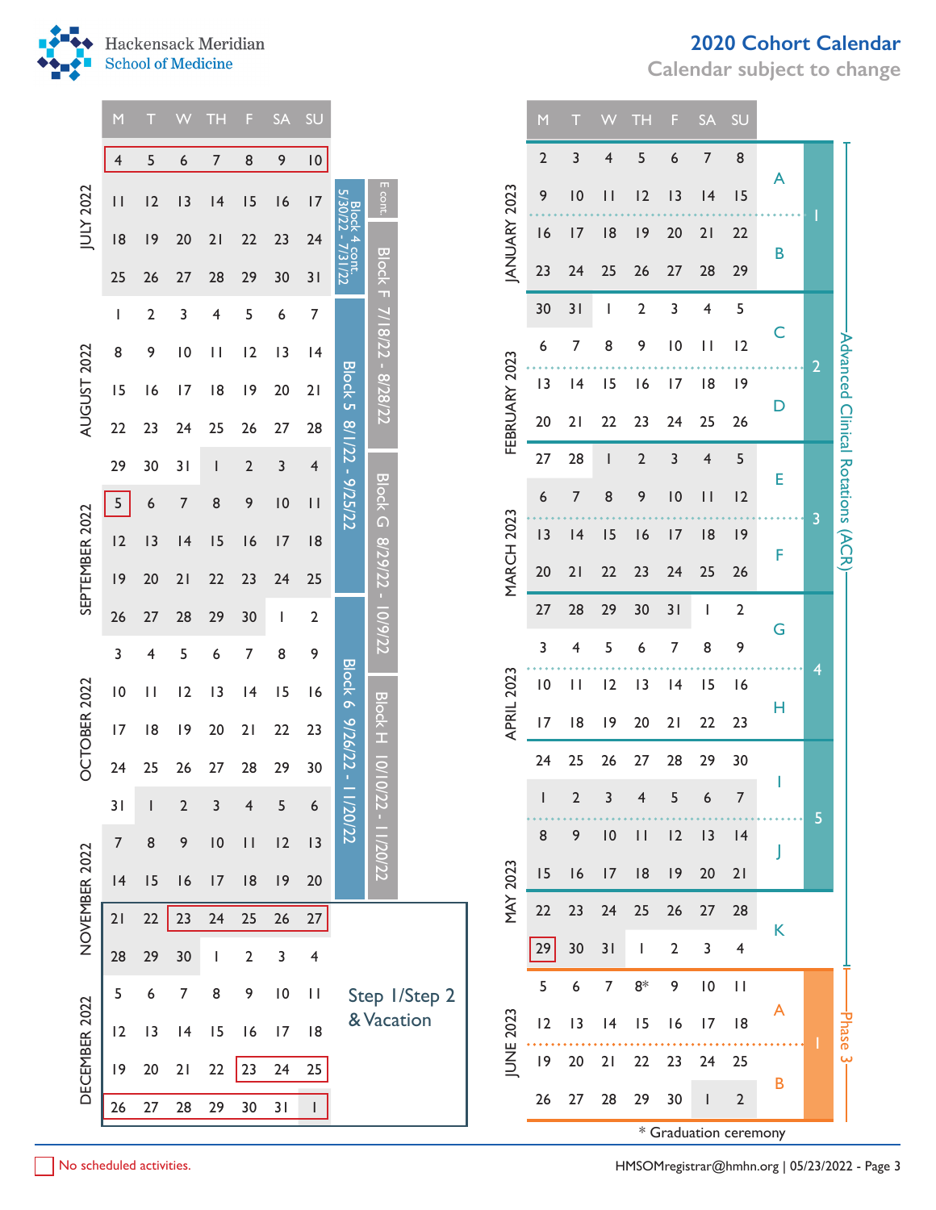# 2020 Cohort Calendar

Calendar subject to change

| Month | M | T | W | TH | F | SA | SU | Block | Block |
|---|---|---|---|---|---|---|---|---|---|
| JULY 2022 | 4 | 5 | 6 | 7 | 8 | 9 | 10 | | |
| | 11 | 12 | 13 | 14 | 15 | 16 | 17 | Block 4 cont. 5/30/22 - 7/31/22 | E cont. |
| | 18 | 19 | 20 | 21 | 22 | 23 | 24 | | Block F 7/18/22 - 8/28/22 |
| | 25 | 26 | 27 | 28 | 29 | 30 | 31 | | |
| AUGUST 2022 | 1 | 2 | 3 | 4 | 5 | 6 | 7 | Block 5 8/1/22 - 9/25/22 | |
| | 8 | 9 | 10 | 11 | 12 | 13 | 14 | | |
| | 15 | 16 | 17 | 18 | 19 | 20 | 21 | | |
| | 22 | 23 | 24 | 25 | 26 | 27 | 28 | | |
| SEPTEMBER 2022 | 29 | 30 | 31 | 1 | 2 | 3 | 4 | | Block G 8/29/22 - 10/9/22 |
| | 5 | 6 | 7 | 8 | 9 | 10 | 11 | | |
| | 12 | 13 | 14 | 15 | 16 | 17 | 18 | | |
| | 19 | 20 | 21 | 22 | 23 | 24 | 25 | | |
| OCTOBER 2022 | 26 | 27 | 28 | 29 | 30 | 1 | 2 | Block 6 9/26/22 - 11/20/22 | |
| | 3 | 4 | 5 | 6 | 7 | 8 | 9 | | |
| | 10 | 11 | 12 | 13 | 14 | 15 | 16 | | Block H 10/10/22 - 11/20/22 |
| | 17 | 18 | 19 | 20 | 21 | 22 | 23 | | |
| | 24 | 25 | 26 | 27 | 28 | 29 | 30 | | |
| NOVEMBER 2022 | 31 | 1 | 2 | 3 | 4 | 5 | 6 | | |
| | 7 | 8 | 9 | 10 | 11 | 12 | 13 | | |
| | 14 | 15 | 16 | 17 | 18 | 19 | 20 | | |
| | 21 | 22 | 23 | 24 | 25 | 26 | 27 | Step 1/Step 2 & Vacation | |
| DECEMBER 2022 | 28 | 29 | 30 | 1 | 2 | 3 | 4 | | |
| | 5 | 6 | 7 | 8 | 9 | 10 | 11 | | |
| | 12 | 13 | 14 | 15 | 16 | 17 | 18 | | |
| | 19 | 20 | 21 | 22 | 23 | 24 | 25 | | |
| | 26 | 27 | 28 | 29 | 30 | 31 | 1 | | |

| Month | M | T | W | TH | F | SA | SU | Rotation | Block | Phase |
|---|---|---|---|---|---|---|---|---|---|---|
| JANUARY 2023 | 2 | 3 | 4 | 5 | 6 | 7 | 8 | A | 1 | Advanced Clinical Rotations (ACR) |
| | 9 | 10 | 11 | 12 | 13 | 14 | 15 | | | |
| | 16 | 17 | 18 | 19 | 20 | 21 | 22 | B | | |
| | 23 | 24 | 25 | 26 | 27 | 28 | 29 | | | |
| FEBRUARY 2023 | 30 | 31 | 1 | 2 | 3 | 4 | 5 | C | 2 | |
| | 6 | 7 | 8 | 9 | 10 | 11 | 12 | | | |
| | 13 | 14 | 15 | 16 | 17 | 18 | 19 | D | | |
| | 20 | 21 | 22 | 23 | 24 | 25 | 26 | | | |
| MARCH 2023 | 27 | 28 | 1 | 2 | 3 | 4 | 5 | E | 3 | |
| | 6 | 7 | 8 | 9 | 10 | 11 | 12 | | | |
| | 13 | 14 | 15 | 16 | 17 | 18 | 19 | F | | |
| | 20 | 21 | 22 | 23 | 24 | 25 | 26 | | | |
| APRIL 2023 | 27 | 28 | 29 | 30 | 31 | 1 | 2 | G | 4 | |
| | 3 | 4 | 5 | 6 | 7 | 8 | 9 | | | |
| | 10 | 11 | 12 | 13 | 14 | 15 | 16 | H | | |
| | 17 | 18 | 19 | 20 | 21 | 22 | 23 | | | |
| MAY 2023 | 24 | 25 | 26 | 27 | 28 | 29 | 30 | I | 5 | |
| | 1 | 2 | 3 | 4 | 5 | 6 | 7 | | | |
| | 8 | 9 | 10 | 11 | 12 | 13 | 14 | J | | |
| | 15 | 16 | 17 | 18 | 19 | 20 | 21 | | | |
| | 22 | 23 | 24 | 25 | 26 | 27 | 28 | K | | |
| | 29 | 30 | 31 | 1 | 2 | 3 | 4 | | | |
| JUNE 2023 | 5 | 6 | 7 | 8* | 9 | 10 | 11 | A | 1 | Phase 3 |
| | 12 | 13 | 14 | 15 | 16 | 17 | 18 | | | |
| | 19 | 20 | 21 | 22 | 23 | 24 | 25 | B | | |
| | 26 | 27 | 28 | 29 | 30 | 1 | 2 | | | |

\* Graduation ceremony

No scheduled activities (outlined in red): July 4–10, 2022; September 5, 2022; November 23–27, 2022; December 23–25, 2022; December 26, 2022 – January 1, 2023; May 29, 2023.

HMSOMregistrar@hmhn.org | 05/23/2022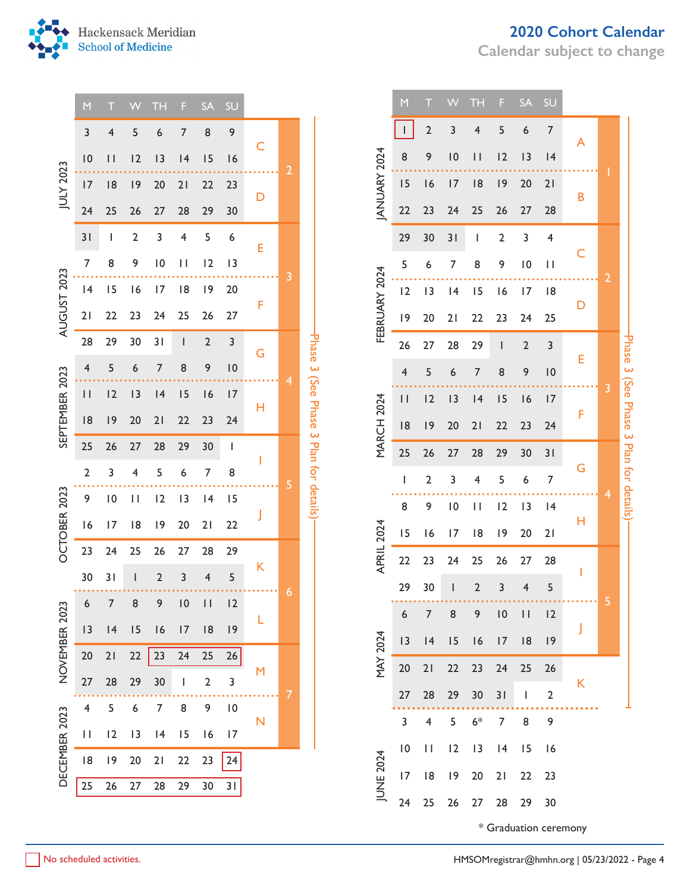# 2020 Cohort Calendar

Calendar subject to change

Hackensack Meridian School of Medicine

| Month | M | T | W | TH | F | SA | SU | Block | Period |
|---|---|---|---|---|---|---|---|---|---|
| JULY 2023 | 3 | 4 | 5 | 6 | 7 | 8 | 9 | C | 2 |
| | 10 | 11 | 12 | 13 | 14 | 15 | 16 | C | 2 |
| | 17 | 18 | 19 | 20 | 21 | 22 | 23 | D | 2 |
| | 24 | 25 | 26 | 27 | 28 | 29 | 30 | D | 2 |
| AUGUST 2023 | 31 | 1 | 2 | 3 | 4 | 5 | 6 | E | 3 |
| | 7 | 8 | 9 | 10 | 11 | 12 | 13 | E | 3 |
| | 14 | 15 | 16 | 17 | 18 | 19 | 20 | F | 3 |
| | 21 | 22 | 23 | 24 | 25 | 26 | 27 | F | 3 |
| SEPTEMBER 2023 | 28 | 29 | 30 | 31 | 1 | 2 | 3 | G | 4 |
| | 4 | 5 | 6 | 7 | 8 | 9 | 10 | G | 4 |
| | 11 | 12 | 13 | 14 | 15 | 16 | 17 | H | 4 |
| | 18 | 19 | 20 | 21 | 22 | 23 | 24 | H | 4 |
| OCTOBER 2023 | 25 | 26 | 27 | 28 | 29 | 30 | 1 | I | 5 |
| | 2 | 3 | 4 | 5 | 6 | 7 | 8 | I | 5 |
| | 9 | 10 | 11 | 12 | 13 | 14 | 15 | J | 5 |
| | 16 | 17 | 18 | 19 | 20 | 21 | 22 | J | 5 |
| NOVEMBER 2023 | 23 | 24 | 25 | 26 | 27 | 28 | 29 | K | 6 |
| | 30 | 31 | 1 | 2 | 3 | 4 | 5 | K | 6 |
| | 6 | 7 | 8 | 9 | 10 | 11 | 12 | L | 6 |
| | 13 | 14 | 15 | 16 | 17 | 18 | 19 | L | 6 |
| DECEMBER 2023 | 20 | 21 | 22 | [23] | [24] | [25] | [26] | M | 7 |
| | 27 | 28 | 29 | 30 | 1 | 2 | 3 | M | 7 |
| | 4 | 5 | 6 | 7 | 8 | 9 | 10 | N | 7 |
| | 11 | 12 | 13 | 14 | 15 | 16 | 17 | N | 7 |
| | 18 | 19 | 20 | 21 | 22 | 23 | [24] | | |
| | [25] | [26] | [27] | [28] | [29] | [30] | [31] | | |

| Month | M | T | W | TH | F | SA | SU | Block | Period |
|---|---|---|---|---|---|---|---|---|---|
| JANUARY 2024 | [1] | 2 | 3 | 4 | 5 | 6 | 7 | A | 1 |
| | 8 | 9 | 10 | 11 | 12 | 13 | 14 | A | 1 |
| | 15 | 16 | 17 | 18 | 19 | 20 | 21 | B | 1 |
| | 22 | 23 | 24 | 25 | 26 | 27 | 28 | B | 1 |
| FEBRUARY 2024 | 29 | 30 | 31 | 1 | 2 | 3 | 4 | C | 2 |
| | 5 | 6 | 7 | 8 | 9 | 10 | 11 | C | 2 |
| | 12 | 13 | 14 | 15 | 16 | 17 | 18 | D | 2 |
| | 19 | 20 | 21 | 22 | 23 | 24 | 25 | D | 2 |
| MARCH 2024 | 26 | 27 | 28 | 29 | 1 | 2 | 3 | E | 3 |
| | 4 | 5 | 6 | 7 | 8 | 9 | 10 | E | 3 |
| | 11 | 12 | 13 | 14 | 15 | 16 | 17 | F | 3 |
| | 18 | 19 | 20 | 21 | 22 | 23 | 24 | F | 3 |
| APRIL 2024 | 25 | 26 | 27 | 28 | 29 | 30 | 31 | G | 4 |
| | 1 | 2 | 3 | 4 | 5 | 6 | 7 | G | 4 |
| | 8 | 9 | 10 | 11 | 12 | 13 | 14 | H | 4 |
| | 15 | 16 | 17 | 18 | 19 | 20 | 21 | H | 4 |
| MAY 2024 | 22 | 23 | 24 | 25 | 26 | 27 | 28 | I | 5 |
| | 29 | 30 | 1 | 2 | 3 | 4 | 5 | I | 5 |
| | 6 | 7 | 8 | 9 | 10 | 11 | 12 | J | 5 |
| | 13 | 14 | 15 | 16 | 17 | 18 | 19 | J | 5 |
| | 20 | 21 | 22 | 23 | 24 | 25 | 26 | K | |
| | 27 | 28 | 29 | 30 | 31 | 1 | 2 | K | |
| JUNE 2024 | 3 | 4 | 5 | 6* | 7 | 8 | 9 | | |
| | 10 | 11 | 12 | 13 | 14 | 15 | 16 | | |
| | 17 | 18 | 19 | 20 | 21 | 22 | 23 | | |
| | 24 | 25 | 26 | 27 | 28 | 29 | 30 | | |

Phase 3 (See Phase 3 Plan for details)

\* Graduation ceremony

[ ] No scheduled activities.

HMSOMregistrar@hmhn.org | 05/23/2022